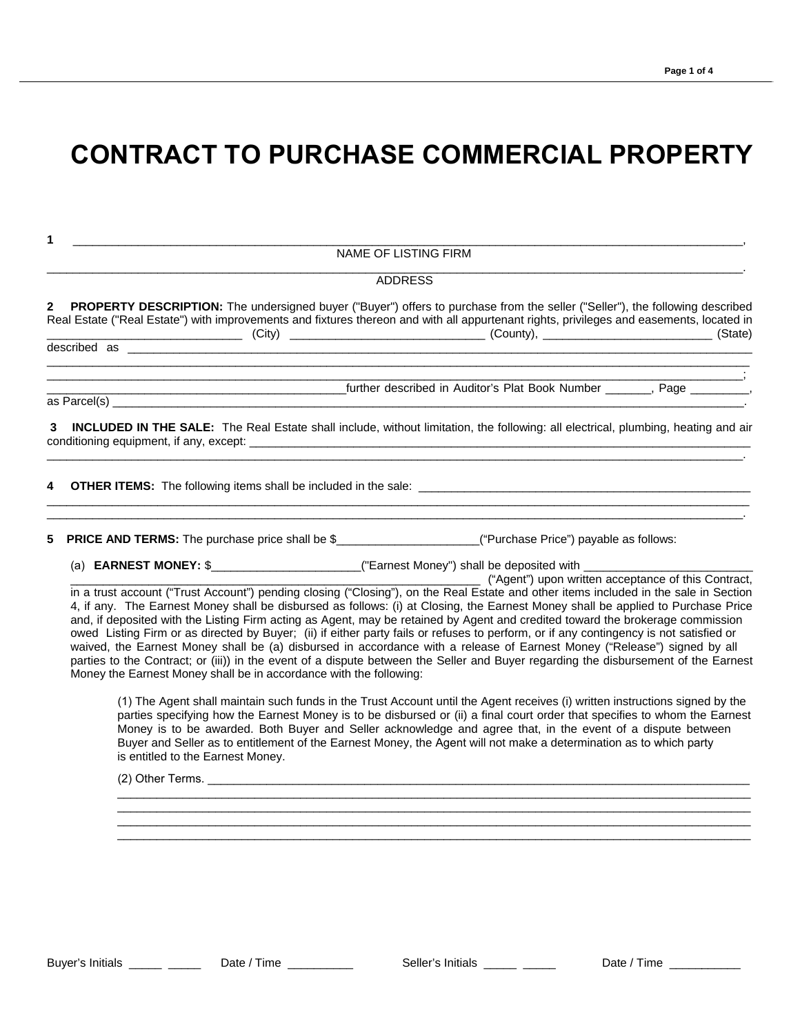# CONTRACT TO PURCHASE COMMERCIAL PROPERTY

**1** ____________________________________________________________________________________________________,

NAME OF LISTING FIRM

________________________________________________________________________________________________________.

ADDRESS

**2 PROPERTY DESCRIPTION:** The undersigned buyer ("Buyer") offers to purchase from the seller ("Seller"), the following described Real Estate ("Real Estate") with improvements and fixtures thereon and with all appurtenant rights, privileges and easements, located in ______________________________ (City) ______________________________ (County), __________________________ (State) described as ________________________________________________________________________________________________
________________________________________________________________________________________________________
________________________________________________________________________________________________________;
_____________________________________________further described in Auditor's Plat Book Number _______, Page _________, as Parcel(s) _______________________________________________________________________________________________.

**3 INCLUDED IN THE SALE:** The Real Estate shall include, without limitation, the following: all electrical, plumbing, heating and air conditioning equipment, if any, except: ________________________________________________________________________________
________________________________________________________________________________________________________.

**4 OTHER ITEMS:** The following items shall be included in the sale: _____________________________________________________
________________________________________________________________________________________________________
________________________________________________________________________________________________________.

**5 PRICE AND TERMS:** The purchase price shall be $______________________("Purchase Price") payable as follows:

(a) **EARNEST MONEY:** $_______________________("Earnest Money") shall be deposited with __________________________ _______________________________________________________________ ("Agent") upon written acceptance of this Contract, in a trust account ("Trust Account") pending closing ("Closing"), on the Real Estate and other items included in the sale in Section 4, if any. The Earnest Money shall be disbursed as follows: (i) at Closing, the Earnest Money shall be applied to Purchase Price and, if deposited with the Listing Firm acting as Agent, may be retained by Agent and credited toward the brokerage commission owed Listing Firm or as directed by Buyer; (ii) if either party fails or refuses to perform, or if any contingency is not satisfied or waived, the Earnest Money shall be (a) disbursed in accordance with a release of Earnest Money ("Release") signed by all parties to the Contract; or (iii)) in the event of a dispute between the Seller and Buyer regarding the disbursement of the Earnest Money the Earnest Money shall be in accordance with the following:

(1) The Agent shall maintain such funds in the Trust Account until the Agent receives (i) written instructions signed by the parties specifying how the Earnest Money is to be disbursed or (ii) a final court order that specifies to whom the Earnest Money is to be awarded. Both Buyer and Seller acknowledge and agree that, in the event of a dispute between Buyer and Seller as to entitlement of the Earnest Money, the Agent will not make a determination as to which party is entitled to the Earnest Money.

(2) Other Terms. _________________________________________________________________________________________
____________________________________________________________________________________________________
____________________________________________________________________________________________________
____________________________________________________________________________________________________
____________________________________________________________________________________________________

Buyer's Initials _____ _____ Date / Time __________ Seller's Initials _____ _____ Date / Time ___________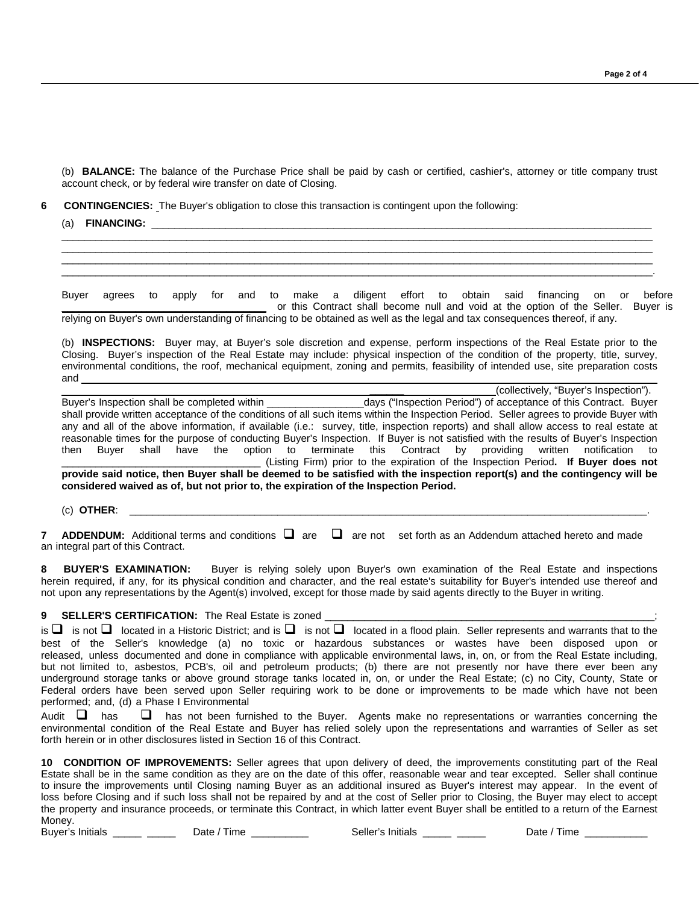(b) **BALANCE:** The balance of the Purchase Price shall be paid by cash or certified, cashier's, attorney or title company trust account check, or by federal wire transfer on date of Closing.

**6 CONTINGENCIES:** The Buyer's obligation to close this transaction is contingent upon the following:

(a) **FINANCING:** ______________________________________________________________________________________
______________________________________________________________________________________________________
______________________________________________________________________________________________________
______________________________________________________________________________________________________
______________________________________________________________________________________________________.

Buyer agrees to apply for and to make a diligent effort to obtain said financing on or before ______________________________ or this Contract shall become null and void at the option of the Seller. Buyer is relying on Buyer's own understanding of financing to be obtained as well as the legal and tax consequences thereof, if any.

(b) **INSPECTIONS:** Buyer may, at Buyer's sole discretion and expense, perform inspections of the Real Estate prior to the Closing. Buyer's inspection of the Real Estate may include: physical inspection of the condition of the property, title, survey, environmental conditions, the roof, mechanical equipment, zoning and permits, feasibility of intended use, site preparation costs and ______________________________________________________________________________________________
______________________________________________________________________________(collectively, "Buyer's Inspection"). Buyer's Inspection shall be completed within ________________days ("Inspection Period") of acceptance of this Contract. Buyer shall provide written acceptance of the conditions of all such items within the Inspection Period. Seller agrees to provide Buyer with any and all of the above information, if available (i.e.: survey, title, inspection reports) and shall allow access to real estate at reasonable times for the purpose of conducting Buyer's Inspection. If Buyer is not satisfied with the results of Buyer's Inspection then Buyer shall have the option to terminate this Contract by providing written notification to ______________________________ (Listing Firm) prior to the expiration of the Inspection Period**. If Buyer does not provide said notice, then Buyer shall be deemed to be satisfied with the inspection report(s) and the contingency will be considered waived as of, but not prior to, the expiration of the Inspection Period.**

(c) **OTHER**: ______________________________________________________________________________________.

**7 ADDENDUM:** Additional terms and conditions ❑ are ❑ are not set forth as an Addendum attached hereto and made an integral part of this Contract.

**8 BUYER'S EXAMINATION:** Buyer is relying solely upon Buyer's own examination of the Real Estate and inspections herein required, if any, for its physical condition and character, and the real estate's suitability for Buyer's intended use thereof and not upon any representations by the Agent(s) involved, except for those made by said agents directly to the Buyer in writing.

**9 SELLER'S CERTIFICATION:** The Real Estate is zoned ______________________________________________________; is ❑ is not ❑ located in a Historic District; and is ❑ is not ❑ located in a flood plain. Seller represents and warrants that to the best of the Seller's knowledge (a) no toxic or hazardous substances or wastes have been disposed upon or released, unless documented and done in compliance with applicable environmental laws, in, on, or from the Real Estate including, but not limited to, asbestos, PCB's, oil and petroleum products; (b) there are not presently nor have there ever been any underground storage tanks or above ground storage tanks located in, on, or under the Real Estate; (c) no City, County, State or Federal orders have been served upon Seller requiring work to be done or improvements to be made which have not been performed; and, (d) a Phase I Environmental Audit ❑ has ❑ has not been furnished to the Buyer. Agents make no representations or warranties concerning the environmental condition of the Real Estate and Buyer has relied solely upon the representations and warranties of Seller as set forth herein or in other disclosures listed in Section 16 of this Contract.

**10 CONDITION OF IMPROVEMENTS:** Seller agrees that upon delivery of deed, the improvements constituting part of the Real Estate shall be in the same condition as they are on the date of this offer, reasonable wear and tear excepted. Seller shall continue to insure the improvements until Closing naming Buyer as an additional insured as Buyer's interest may appear. In the event of loss before Closing and if such loss shall not be repaired by and at the cost of Seller prior to Closing, the Buyer may elect to accept the property and insurance proceeds, or terminate this Contract, in which latter event Buyer shall be entitled to a return of the Earnest Money.

Buyer's Initials _____ _____ Date / Time __________ Seller's Initials _____ _____ Date / Time ___________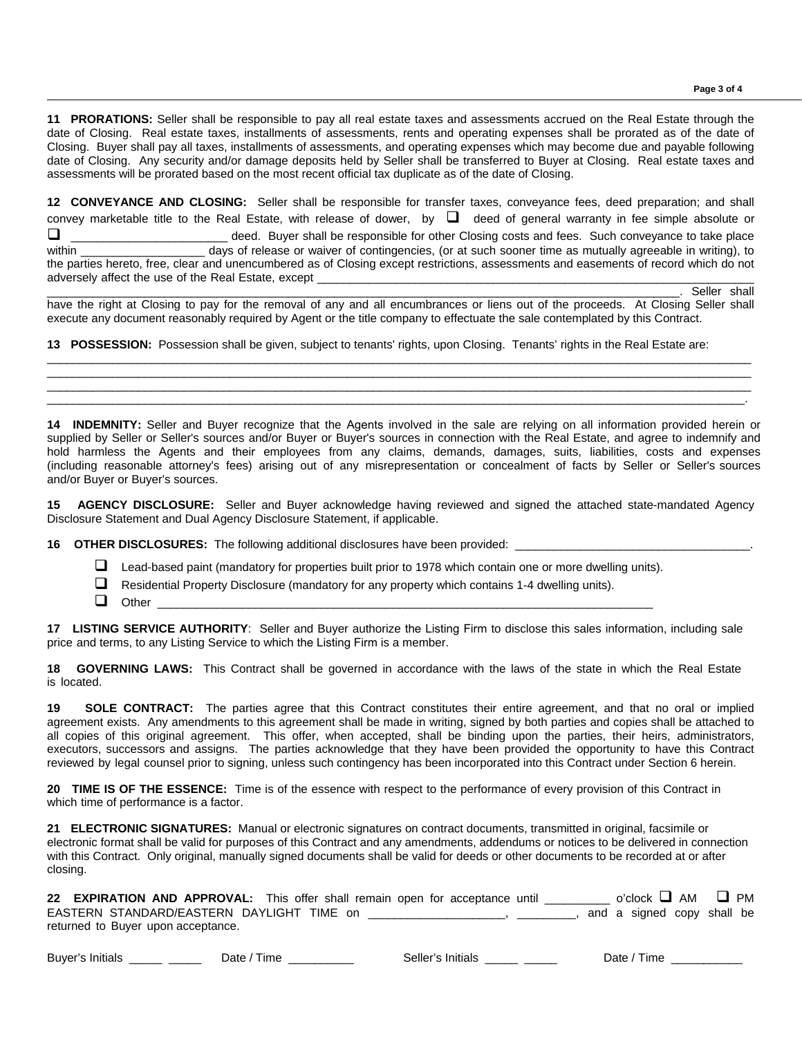**11 PRORATIONS:** Seller shall be responsible to pay all real estate taxes and assessments accrued on the Real Estate through the date of Closing. Real estate taxes, installments of assessments, rents and operating expenses shall be prorated as of the date of Closing. Buyer shall pay all taxes, installments of assessments, and operating expenses which may become due and payable following date of Closing. Any security and/or damage deposits held by Seller shall be transferred to Buyer at Closing. Real estate taxes and assessments will be prorated based on the most recent official tax duplicate as of the date of Closing.

**12 CONVEYANCE AND CLOSING:** Seller shall be responsible for transfer taxes, conveyance fees, deed preparation; and shall convey marketable title to the Real Estate, with release of dower, by ❑ deed of general warranty in fee simple absolute or ❑ ________________________ deed. Buyer shall be responsible for other Closing costs and fees. Such conveyance to take place within ___________________ days of release or waiver of contingencies, (or at such sooner time as mutually agreeable in writing), to the parties hereto, free, clear and unencumbered as of Closing except restrictions, assessments and easements of record which do not adversely affect the use of the Real Estate, except ______________________________________________________________
__________________________________________________________________________________________. Seller shall have the right at Closing to pay for the removal of any and all encumbrances or liens out of the proceeds. At Closing Seller shall execute any document reasonably required by Agent or the title company to effectuate the sale contemplated by this Contract.

**13 POSSESSION:** Possession shall be given, subject to tenants' rights, upon Closing. Tenants' rights in the Real Estate are:
______________________________________________________________________________________________
______________________________________________________________________________________________
______________________________________________________________________________________________
______________________________________________________________________________________________.

**14 INDEMNITY:** Seller and Buyer recognize that the Agents involved in the sale are relying on all information provided herein or supplied by Seller or Seller's sources and/or Buyer or Buyer's sources in connection with the Real Estate, and agree to indemnify and hold harmless the Agents and their employees from any claims, demands, damages, suits, liabilities, costs and expenses (including reasonable attorney's fees) arising out of any misrepresentation or concealment of facts by Seller or Seller's sources and/or Buyer or Buyer's sources.

**15 AGENCY DISCLOSURE:** Seller and Buyer acknowledge having reviewed and signed the attached state-mandated Agency Disclosure Statement and Dual Agency Disclosure Statement, if applicable.

**16 OTHER DISCLOSURES:** The following additional disclosures have been provided: ___________________________________.

- ❑ Lead-based paint (mandatory for properties built prior to 1978 which contain one or more dwelling units).
- ❑ Residential Property Disclosure (mandatory for any property which contains 1-4 dwelling units).
- ❑ Other ___________________________________________________________________________

**17 LISTING SERVICE AUTHORITY**: Seller and Buyer authorize the Listing Firm to disclose this sales information, including sale price and terms, to any Listing Service to which the Listing Firm is a member.

**18 GOVERNING LAWS:** This Contract shall be governed in accordance with the laws of the state in which the Real Estate is located.

**19 SOLE CONTRACT:** The parties agree that this Contract constitutes their entire agreement, and that no oral or implied agreement exists. Any amendments to this agreement shall be made in writing, signed by both parties and copies shall be attached to all copies of this original agreement. This offer, when accepted, shall be binding upon the parties, their heirs, administrators, executors, successors and assigns. The parties acknowledge that they have been provided the opportunity to have this Contract reviewed by legal counsel prior to signing, unless such contingency has been incorporated into this Contract under Section 6 herein.

**20 TIME IS OF THE ESSENCE:** Time is of the essence with respect to the performance of every provision of this Contract in which time of performance is a factor.

**21 ELECTRONIC SIGNATURES:** Manual or electronic signatures on contract documents, transmitted in original, facsimile or electronic format shall be valid for purposes of this Contract and any amendments, addendums or notices to be delivered in connection with this Contract. Only original, manually signed documents shall be valid for deeds or other documents to be recorded at or after closing.

**22 EXPIRATION AND APPROVAL:** This offer shall remain open for acceptance until __________ o'clock ❑ AM ❑ PM EASTERN STANDARD/EASTERN DAYLIGHT TIME on ____________________, _________, and a signed copy shall be returned to Buyer upon acceptance.

Buyer's Initials _____ _____ Date / Time __________ Seller's Initials _____ _____ Date / Time ___________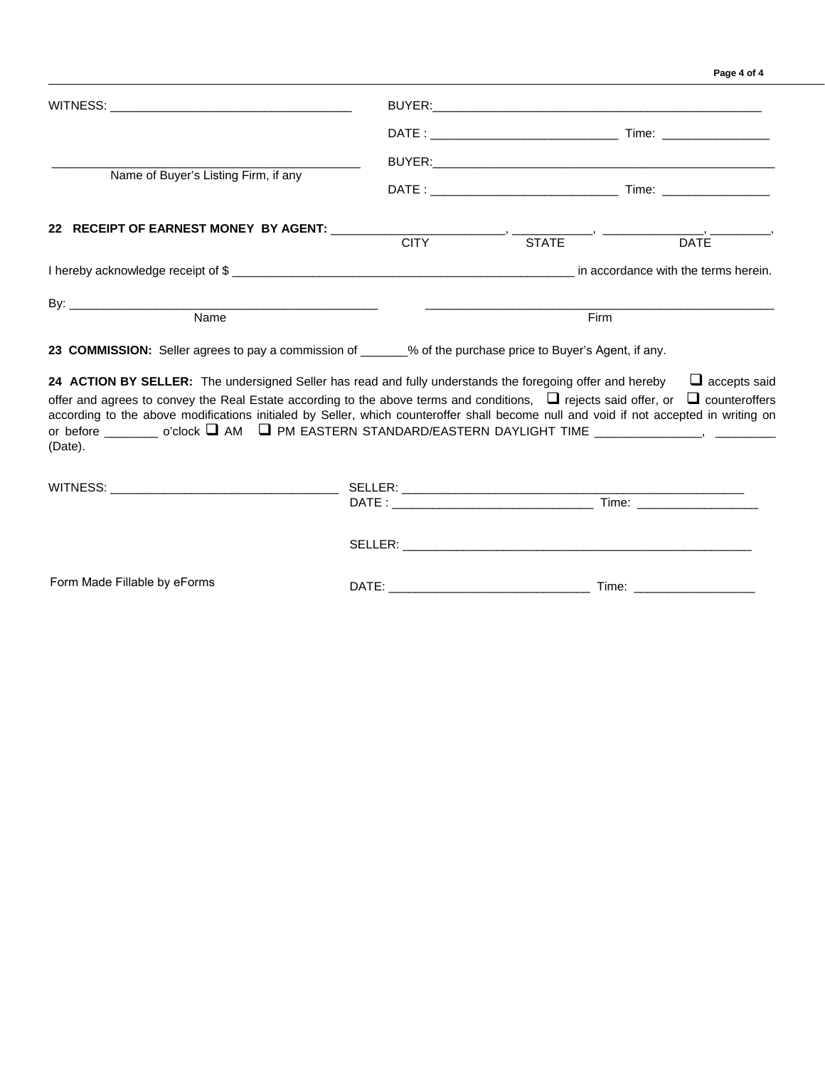WITNESS: ___________________________________

___________________________________________
Name of Buyer's Listing Firm, if any

BUYER:___________________________________________________

DATE : ___________________________ Time: _______________

BUYER:___________________________________________________

DATE : ___________________________ Time: _______________

**22 RECEIPT OF EARNEST MONEY BY AGENT:** ________________________, ___________, ______________, _________,
CITY STATE DATE

I hereby acknowledge receipt of $ ___________________________________________________ in accordance with the terms herein.

By: ____________________________________________ ____________________________________________________
Name Firm

**23 COMMISSION:** Seller agrees to pay a commission of _______% of the purchase price to Buyer's Agent, if any.

**24 ACTION BY SELLER:** The undersigned Seller has read and fully understands the foregoing offer and hereby ❑ accepts said offer and agrees to convey the Real Estate according to the above terms and conditions, ❑ rejects said offer, or ❑ counteroffers according to the above modifications initialed by Seller, which counteroffer shall become null and void if not accepted in writing on or before ________ o'clock ❑ AM ❑ PM EASTERN STANDARD/EASTERN DAYLIGHT TIME _______________, _________ (Date).

WITNESS: _________________________________

SELLER: ___________________________________________________

DATE : _____________________________ Time: _________________

SELLER: ____________________________________________________

DATE: _____________________________ Time: _________________

Form Made Fillable by eForms